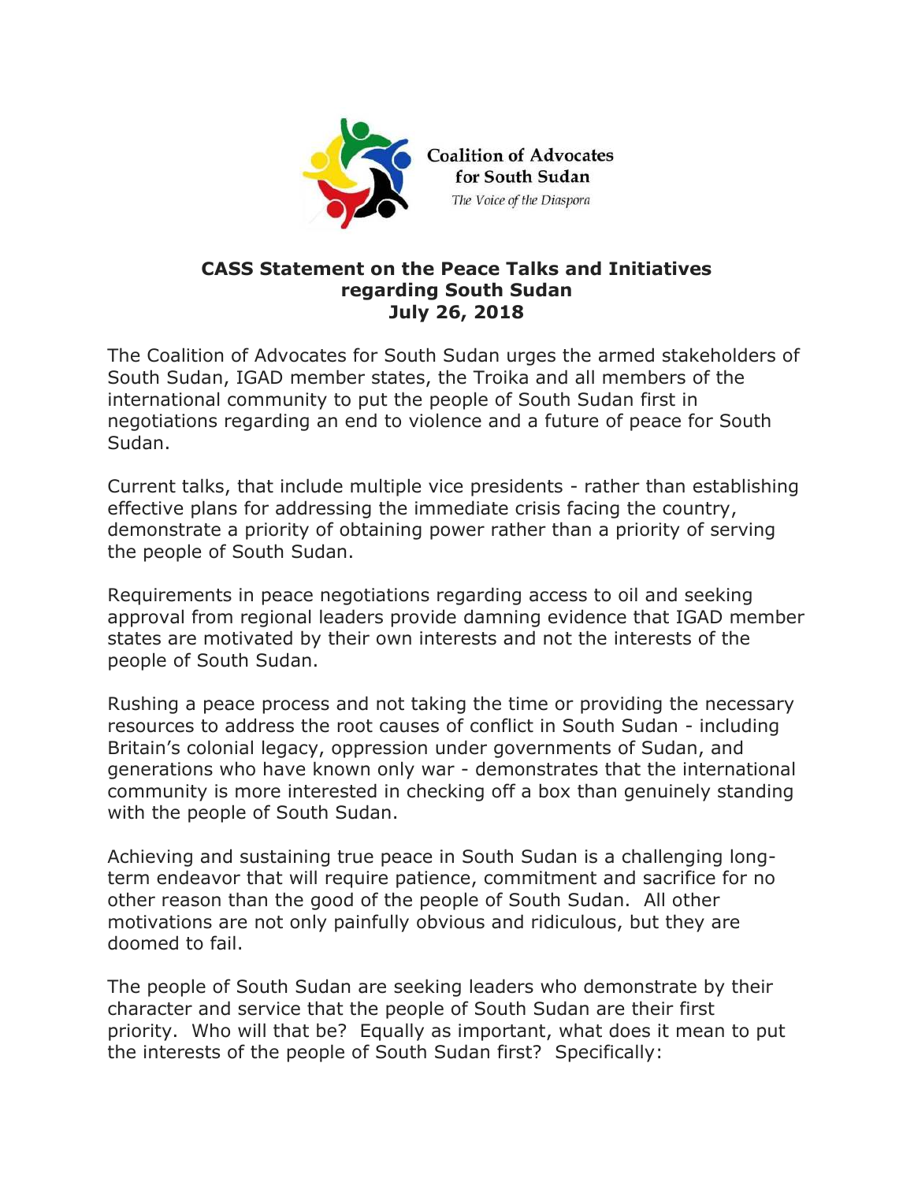Coalition of Advocates for South Sudan

*The Voice of the Diaspora*

**CASS Statement on the Peace Talks and Initiatives regarding South Sudan**
**July 26, 2018**

The Coalition of Advocates for South Sudan urges the armed stakeholders of South Sudan, IGAD member states, the Troika and all members of the international community to put the people of South Sudan first in negotiations regarding an end to violence and a future of peace for South Sudan.

Current talks, that include multiple vice presidents - rather than establishing effective plans for addressing the immediate crisis facing the country, demonstrate a priority of obtaining power rather than a priority of serving the people of South Sudan.

Requirements in peace negotiations regarding access to oil and seeking approval from regional leaders provide damning evidence that IGAD member states are motivated by their own interests and not the interests of the people of South Sudan.

Rushing a peace process and not taking the time or providing the necessary resources to address the root causes of conflict in South Sudan - including Britain's colonial legacy, oppression under governments of Sudan, and generations who have known only war - demonstrates that the international community is more interested in checking off a box than genuinely standing with the people of South Sudan.

Achieving and sustaining true peace in South Sudan is a challenging long-term endeavor that will require patience, commitment and sacrifice for no other reason than the good of the people of South Sudan. All other motivations are not only painfully obvious and ridiculous, but they are doomed to fail.

The people of South Sudan are seeking leaders who demonstrate by their character and service that the people of South Sudan are their first priority. Who will that be? Equally as important, what does it mean to put the interests of the people of South Sudan first? Specifically: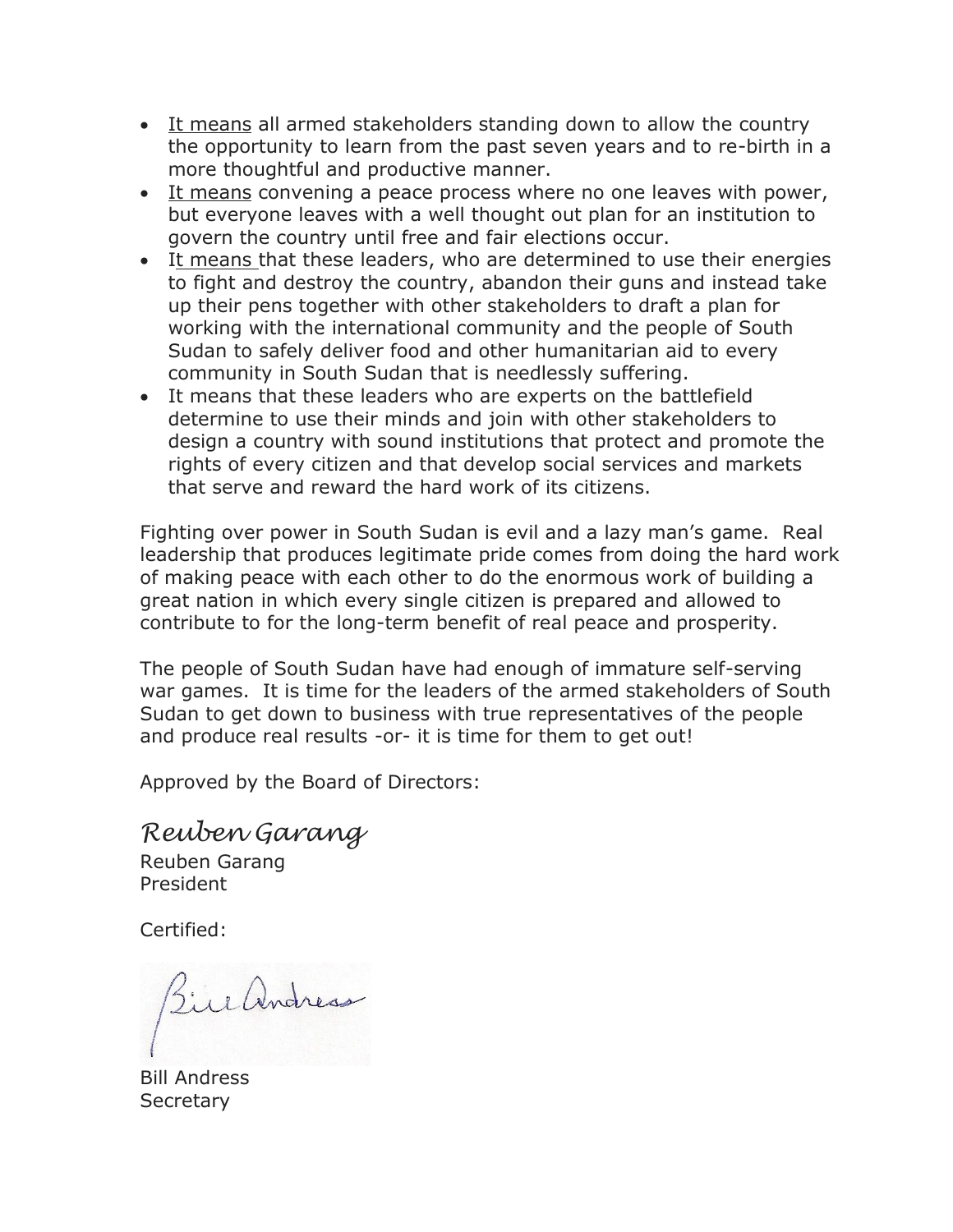- <u>It means</u> all armed stakeholders standing down to allow the country the opportunity to learn from the past seven years and to re-birth in a more thoughtful and productive manner.
- <u>It means</u> convening a peace process where no one leaves with power, but everyone leaves with a well thought out plan for an institution to govern the country until free and fair elections occur.
- I<u>t means</u> that these leaders, who are determined to use their energies to fight and destroy the country, abandon their guns and instead take up their pens together with other stakeholders to draft a plan for working with the international community and the people of South Sudan to safely deliver food and other humanitarian aid to every community in South Sudan that is needlessly suffering.
- It means that these leaders who are experts on the battlefield determine to use their minds and join with other stakeholders to design a country with sound institutions that protect and promote the rights of every citizen and that develop social services and markets that serve and reward the hard work of its citizens.

Fighting over power in South Sudan is evil and a lazy man's game. Real leadership that produces legitimate pride comes from doing the hard work of making peace with each other to do the enormous work of building a great nation in which every single citizen is prepared and allowed to contribute to for the long-term benefit of real peace and prosperity.

The people of South Sudan have had enough of immature self-serving war games. It is time for the leaders of the armed stakeholders of South Sudan to get down to business with true representatives of the people and produce real results -or- it is time for them to get out!

Approved by the Board of Directors:

*Reuben Garang*

Reuben Garang
President

Certified:

Bill Andress

Bill Andress
Secretary